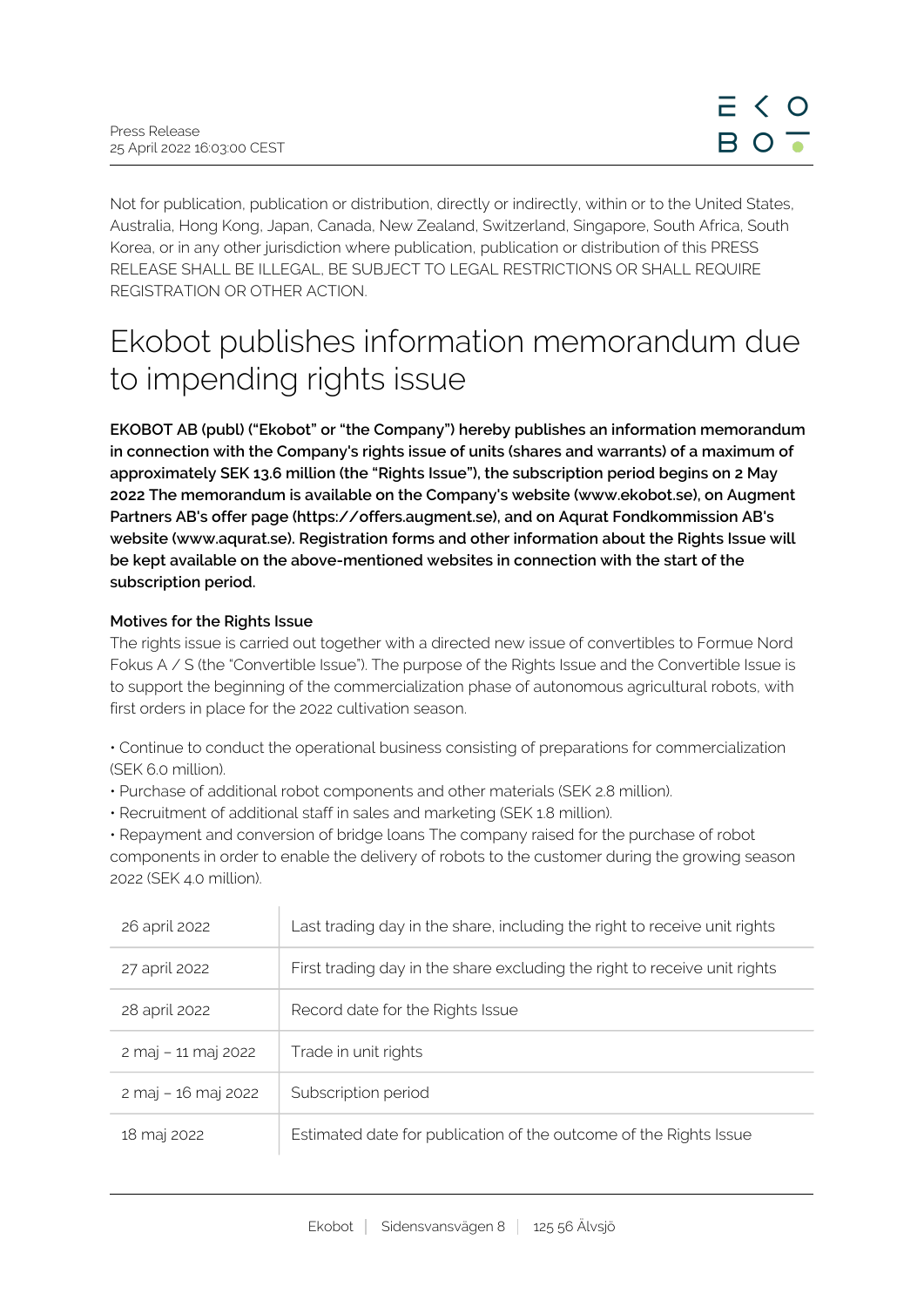Press Release
25 April 2022 16:03:00 CEST

Not for publication, publication or distribution, directly or indirectly, within or to the United States, Australia, Hong Kong, Japan, Canada, New Zealand, Switzerland, Singapore, South Africa, South Korea, or in any other jurisdiction where publication, publication or distribution of this PRESS RELEASE SHALL BE ILLEGAL, BE SUBJECT TO LEGAL RESTRICTIONS OR SHALL REQUIRE REGISTRATION OR OTHER ACTION.

# Ekobot publishes information memorandum due to impending rights issue

**EKOBOT AB (publ) ("Ekobot" or "the Company") hereby publishes an information memorandum in connection with the Company's rights issue of units (shares and warrants) of a maximum of approximately SEK 13.6 million (the "Rights Issue"), the subscription period begins on 2 May 2022 The memorandum is available on the Company's website (www.ekobot.se), on Augment Partners AB's offer page (https://offers.augment.se), and on Aqurat Fondkommission AB's website (www.aqurat.se). Registration forms and other information about the Rights Issue will be kept available on the above-mentioned websites in connection with the start of the subscription period.**

**Motives for the Rights Issue**

The rights issue is carried out together with a directed new issue of convertibles to Formue Nord Fokus A / S (the "Convertible Issue"). The purpose of the Rights Issue and the Convertible Issue is to support the beginning of the commercialization phase of autonomous agricultural robots, with first orders in place for the 2022 cultivation season.

• Continue to conduct the operational business consisting of preparations for commercialization (SEK 6.0 million).
• Purchase of additional robot components and other materials (SEK 2.8 million).
• Recruitment of additional staff in sales and marketing (SEK 1.8 million).
• Repayment and conversion of bridge loans The company raised for the purchase of robot components in order to enable the delivery of robots to the customer during the growing season 2022 (SEK 4.0 million).

| | |
|---|---|
| 26 april 2022 | Last trading day in the share, including the right to receive unit rights |
| 27 april 2022 | First trading day in the share excluding the right to receive unit rights |
| 28 april 2022 | Record date for the Rights Issue |
| 2 maj – 11 maj 2022 | Trade in unit rights |
| 2 maj – 16 maj 2022 | Subscription period |
| 18 maj 2022 | Estimated date for publication of the outcome of the Rights Issue |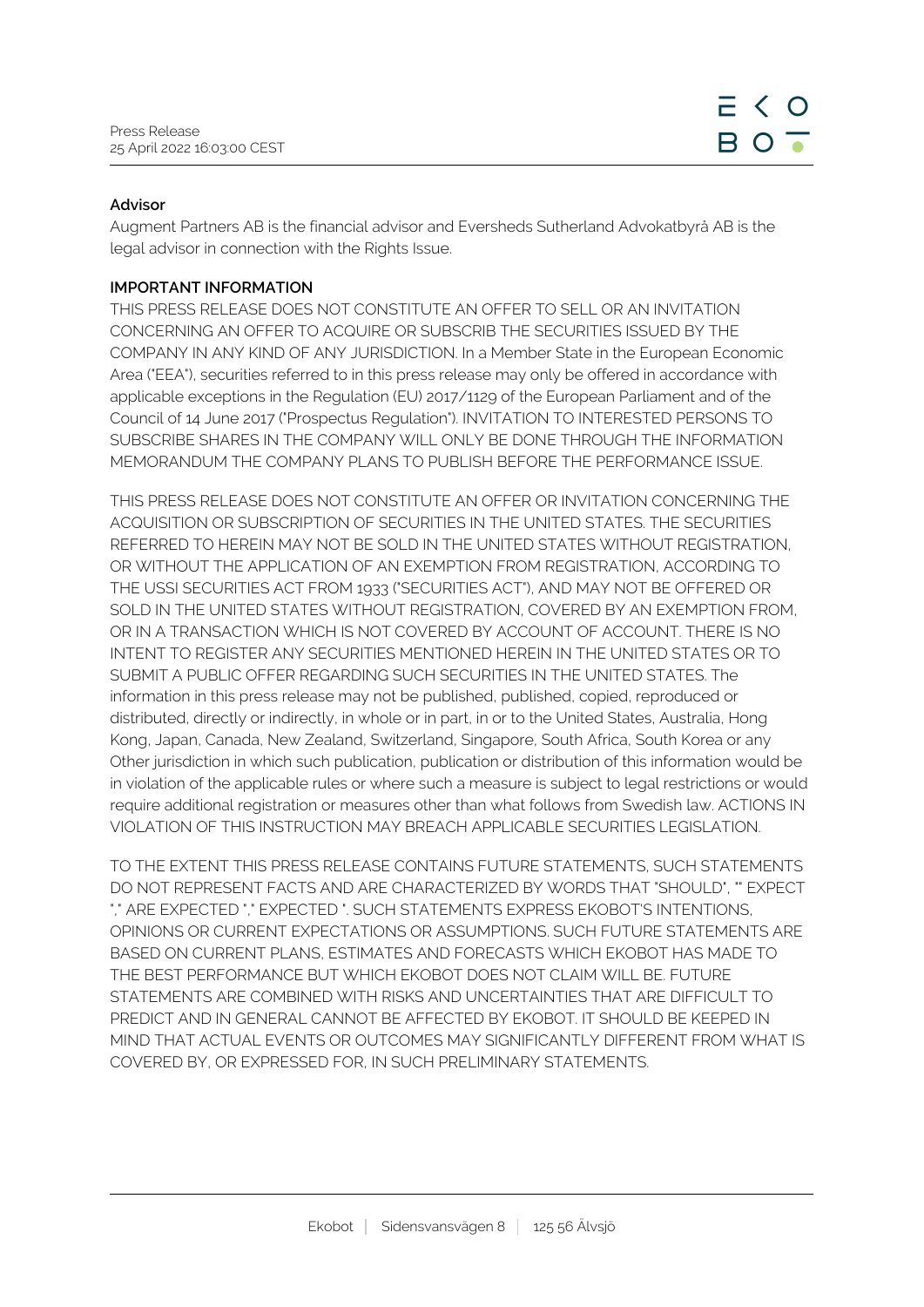**Advisor**

Augment Partners AB is the financial advisor and Eversheds Sutherland Advokatbyrå AB is the legal advisor in connection with the Rights Issue.

**IMPORTANT INFORMATION**

THIS PRESS RELEASE DOES NOT CONSTITUTE AN OFFER TO SELL OR AN INVITATION CONCERNING AN OFFER TO ACQUIRE OR SUBSCRIB THE SECURITIES ISSUED BY THE COMPANY IN ANY KIND OF ANY JURISDICTION. In a Member State in the European Economic Area ("EEA"), securities referred to in this press release may only be offered in accordance with applicable exceptions in the Regulation (EU) 2017/1129 of the European Parliament and of the Council of 14 June 2017 ("Prospectus Regulation"). INVITATION TO INTERESTED PERSONS TO SUBSCRIBE SHARES IN THE COMPANY WILL ONLY BE DONE THROUGH THE INFORMATION MEMORANDUM THE COMPANY PLANS TO PUBLISH BEFORE THE PERFORMANCE ISSUE.

THIS PRESS RELEASE DOES NOT CONSTITUTE AN OFFER OR INVITATION CONCERNING THE ACQUISITION OR SUBSCRIPTION OF SECURITIES IN THE UNITED STATES. THE SECURITIES REFERRED TO HEREIN MAY NOT BE SOLD IN THE UNITED STATES WITHOUT REGISTRATION, OR WITHOUT THE APPLICATION OF AN EXEMPTION FROM REGISTRATION, ACCORDING TO THE USSI SECURITIES ACT FROM 1933 ("SECURITIES ACT"), AND MAY NOT BE OFFERED OR SOLD IN THE UNITED STATES WITHOUT REGISTRATION, COVERED BY AN EXEMPTION FROM, OR IN A TRANSACTION WHICH IS NOT COVERED BY ACCOUNT OF ACCOUNT. THERE IS NO INTENT TO REGISTER ANY SECURITIES MENTIONED HEREIN IN THE UNITED STATES OR TO SUBMIT A PUBLIC OFFER REGARDING SUCH SECURITIES IN THE UNITED STATES. The information in this press release may not be published, published, copied, reproduced or distributed, directly or indirectly, in whole or in part, in or to the United States, Australia, Hong Kong, Japan, Canada, New Zealand, Switzerland, Singapore, South Africa, South Korea or any Other jurisdiction in which such publication, publication or distribution of this information would be in violation of the applicable rules or where such a measure is subject to legal restrictions or would require additional registration or measures other than what follows from Swedish law. ACTIONS IN VIOLATION OF THIS INSTRUCTION MAY BREACH APPLICABLE SECURITIES LEGISLATION.

TO THE EXTENT THIS PRESS RELEASE CONTAINS FUTURE STATEMENTS, SUCH STATEMENTS DO NOT REPRESENT FACTS AND ARE CHARACTERIZED BY WORDS THAT "SHOULD", "" EXPECT "," ARE EXPECTED "," EXPECTED ". SUCH STATEMENTS EXPRESS EKOBOT'S INTENTIONS, OPINIONS OR CURRENT EXPECTATIONS OR ASSUMPTIONS. SUCH FUTURE STATEMENTS ARE BASED ON CURRENT PLANS, ESTIMATES AND FORECASTS WHICH EKOBOT HAS MADE TO THE BEST PERFORMANCE BUT WHICH EKOBOT DOES NOT CLAIM WILL BE. FUTURE STATEMENTS ARE COMBINED WITH RISKS AND UNCERTAINTIES THAT ARE DIFFICULT TO PREDICT AND IN GENERAL CANNOT BE AFFECTED BY EKOBOT. IT SHOULD BE KEEPED IN MIND THAT ACTUAL EVENTS OR OUTCOMES MAY SIGNIFICANTLY DIFFERENT FROM WHAT IS COVERED BY, OR EXPRESSED FOR, IN SUCH PRELIMINARY STATEMENTS.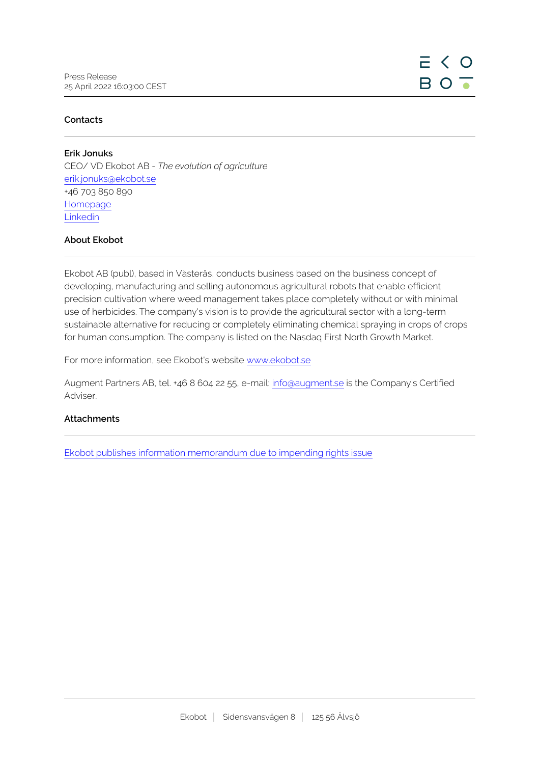Press Release
25 April 2022 16:03:00 CEST

## Contacts

**Erik Jonuks**
CEO/ VD Ekobot AB - *The evolution of agriculture*
erik.jonuks@ekobot.se
+46 703 850 890
Homepage
Linkedin

## About Ekobot

Ekobot AB (publ), based in Västerås, conducts business based on the business concept of developing, manufacturing and selling autonomous agricultural robots that enable efficient precision cultivation where weed management takes place completely without or with minimal use of herbicides. The company's vision is to provide the agricultural sector with a long-term sustainable alternative for reducing or completely eliminating chemical spraying in crops of crops for human consumption. The company is listed on the Nasdaq First North Growth Market.

For more information, see Ekobot's website www.ekobot.se

Augment Partners AB, tel. +46 8 604 22 55, e-mail: info@augment.se is the Company's Certified Adviser.

## Attachments

Ekobot publishes information memorandum due to impending rights issue